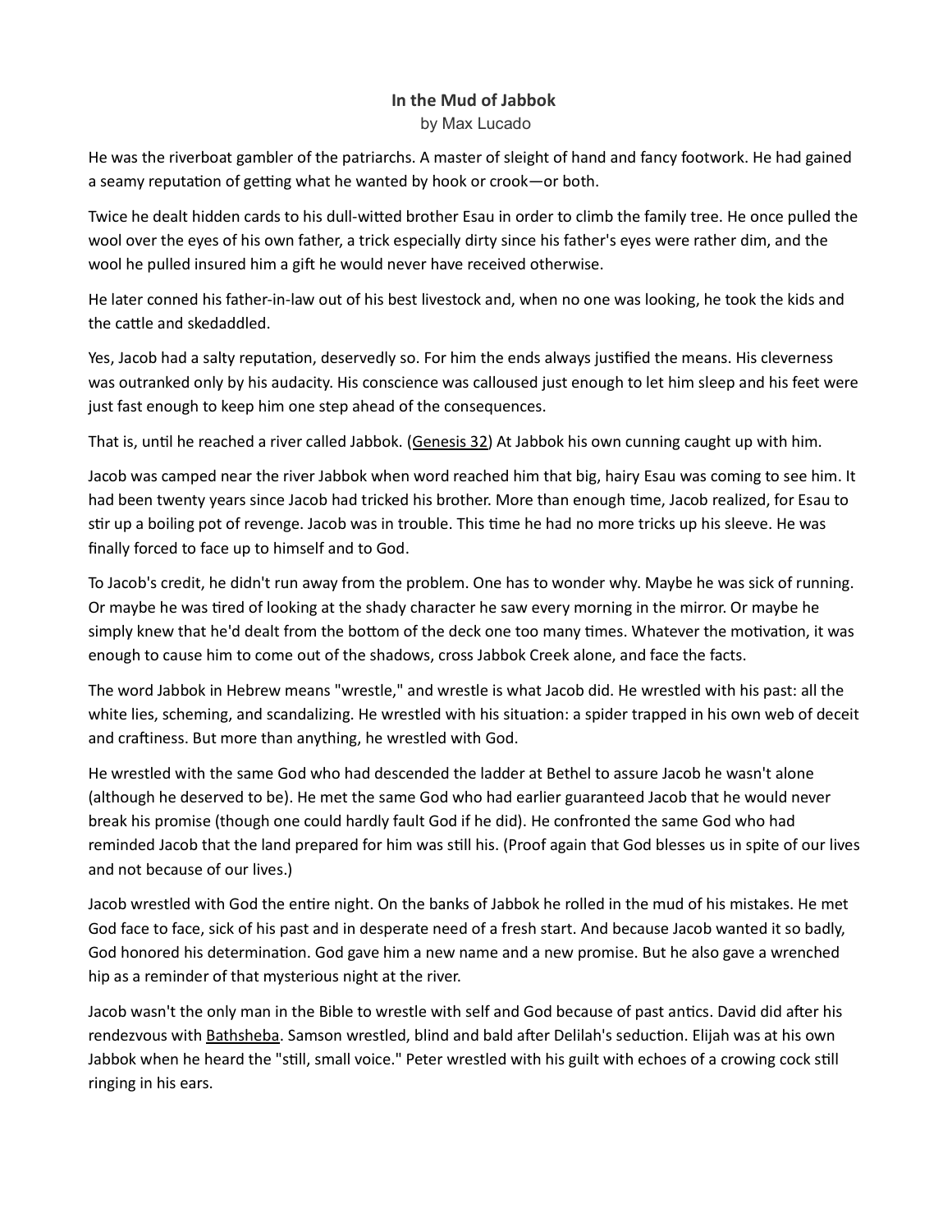# In the Mud of Jabbok

by Max Lucado

He was the riverboat gambler of the patriarchs. A master of sleight of hand and fancy footwork. He had gained a seamy reputation of getting what he wanted by hook or crook—or both.

Twice he dealt hidden cards to his dull-witted brother Esau in order to climb the family tree. He once pulled the wool over the eyes of his own father, a trick especially dirty since his father's eyes were rather dim, and the wool he pulled insured him a gift he would never have received otherwise.

He later conned his father-in-law out of his best livestock and, when no one was looking, he took the kids and the cattle and skedaddled.

Yes, Jacob had a salty reputation, deservedly so. For him the ends always justified the means. His cleverness was outranked only by his audacity. His conscience was calloused just enough to let him sleep and his feet were just fast enough to keep him one step ahead of the consequences.

That is, until he reached a river called Jabbok. (Genesis 32) At Jabbok his own cunning caught up with him.

Jacob was camped near the river Jabbok when word reached him that big, hairy Esau was coming to see him. It had been twenty years since Jacob had tricked his brother. More than enough time, Jacob realized, for Esau to stir up a boiling pot of revenge. Jacob was in trouble. This time he had no more tricks up his sleeve. He was finally forced to face up to himself and to God.

To Jacob's credit, he didn't run away from the problem. One has to wonder why. Maybe he was sick of running. Or maybe he was tired of looking at the shady character he saw every morning in the mirror. Or maybe he simply knew that he'd dealt from the bottom of the deck one too many times. Whatever the motivation, it was enough to cause him to come out of the shadows, cross Jabbok Creek alone, and face the facts.

The word Jabbok in Hebrew means "wrestle," and wrestle is what Jacob did. He wrestled with his past: all the white lies, scheming, and scandalizing. He wrestled with his situation: a spider trapped in his own web of deceit and craftiness. But more than anything, he wrestled with God.

He wrestled with the same God who had descended the ladder at Bethel to assure Jacob he wasn't alone (although he deserved to be). He met the same God who had earlier guaranteed Jacob that he would never break his promise (though one could hardly fault God if he did). He confronted the same God who had reminded Jacob that the land prepared for him was still his. (Proof again that God blesses us in spite of our lives and not because of our lives.)

Jacob wrestled with God the entire night. On the banks of Jabbok he rolled in the mud of his mistakes. He met God face to face, sick of his past and in desperate need of a fresh start. And because Jacob wanted it so badly, God honored his determination. God gave him a new name and a new promise. But he also gave a wrenched hip as a reminder of that mysterious night at the river.

Jacob wasn't the only man in the Bible to wrestle with self and God because of past antics. David did after his rendezvous with Bathsheba. Samson wrestled, blind and bald after Delilah's seduction. Elijah was at his own Jabbok when he heard the "still, small voice." Peter wrestled with his guilt with echoes of a crowing cock still ringing in his ears.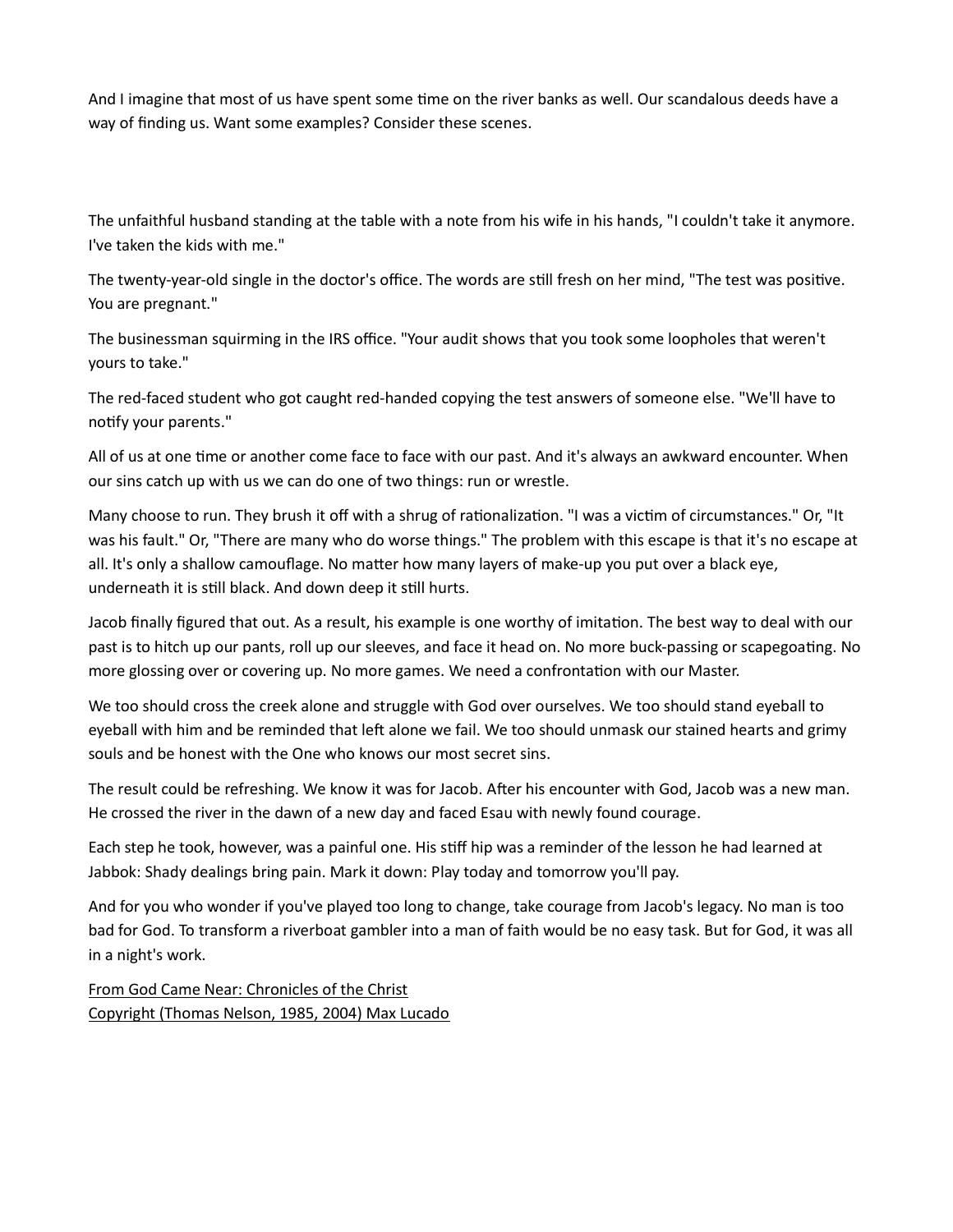And I imagine that most of us have spent some time on the river banks as well. Our scandalous deeds have a way of finding us. Want some examples? Consider these scenes.

The unfaithful husband standing at the table with a note from his wife in his hands, "I couldn't take it anymore. I've taken the kids with me."

The twenty-year-old single in the doctor's office. The words are still fresh on her mind, "The test was positive. You are pregnant."

The businessman squirming in the IRS office. "Your audit shows that you took some loopholes that weren't yours to take."

The red-faced student who got caught red-handed copying the test answers of someone else. "We'll have to notify your parents."

All of us at one time or another come face to face with our past. And it's always an awkward encounter. When our sins catch up with us we can do one of two things: run or wrestle.

Many choose to run. They brush it off with a shrug of rationalization. "I was a victim of circumstances." Or, "It was his fault." Or, "There are many who do worse things." The problem with this escape is that it's no escape at all. It's only a shallow camouflage. No matter how many layers of make-up you put over a black eye, underneath it is still black. And down deep it still hurts.

Jacob finally figured that out. As a result, his example is one worthy of imitation. The best way to deal with our past is to hitch up our pants, roll up our sleeves, and face it head on. No more buck-passing or scapegoating. No more glossing over or covering up. No more games. We need a confrontation with our Master.

We too should cross the creek alone and struggle with God over ourselves. We too should stand eyeball to eyeball with him and be reminded that left alone we fail. We too should unmask our stained hearts and grimy souls and be honest with the One who knows our most secret sins.

The result could be refreshing. We know it was for Jacob. After his encounter with God, Jacob was a new man. He crossed the river in the dawn of a new day and faced Esau with newly found courage.

Each step he took, however, was a painful one. His stiff hip was a reminder of the lesson he had learned at Jabbok: Shady dealings bring pain. Mark it down: Play today and tomorrow you'll pay.

And for you who wonder if you've played too long to change, take courage from Jacob's legacy. No man is too bad for God. To transform a riverboat gambler into a man of faith would be no easy task. But for God, it was all in a night's work.

From God Came Near: Chronicles of the Christ
Copyright (Thomas Nelson, 1985, 2004) Max Lucado